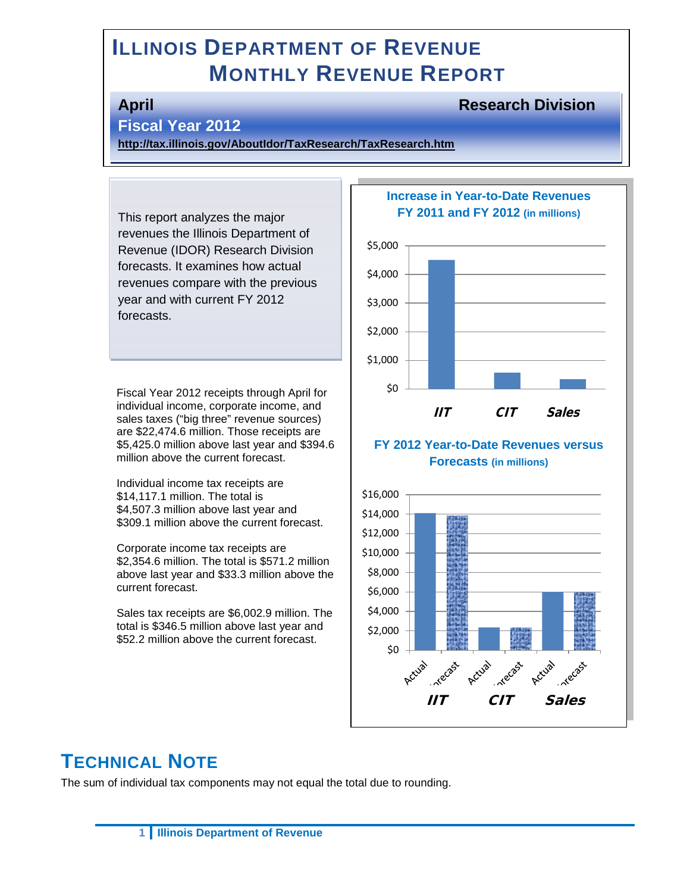# ILLINOIS DEPARTMENT OF REVENUE
# MONTHLY REVENUE REPORT

**April** **Research Division**

**Fiscal Year 2012**

**http://tax.illinois.gov/AboutIdor/TaxResearch/TaxResearch.htm**

This report analyzes the major revenues the Illinois Department of Revenue (IDOR) Research Division forecasts. It examines how actual revenues compare with the previous year and with current FY 2012 forecasts.

Fiscal Year 2012 receipts through April for individual income, corporate income, and sales taxes ("big three" revenue sources) are $22,474.6 million. Those receipts are $5,425.0 million above last year and $394.6 million above the current forecast.

Individual income tax receipts are $14,117.1 million. The total is $4,507.3 million above last year and $309.1 million above the current forecast.

Corporate income tax receipts are $2,354.6 million. The total is $571.2 million above last year and $33.3 million above the current forecast.

Sales tax receipts are $6,002.9 million. The total is $346.5 million above last year and $52.2 million above the current forecast.

**Increase in Year-to-Date Revenues FY 2011 and FY 2012 (in millions)**

| | IIT | CIT | Sales |
|---|---|---|---|
| Increase | ~$4,500 | ~$570 | ~$350 |

**FY 2012 Year-to-Date Revenues versus Forecasts (in millions)**

| | IIT | CIT | Sales |
|---|---|---|---|
| Actual | ~$14,100 | ~$2,350 | ~$6,000 |
| Forecast | ~$13,800 | ~$2,320 | ~$5,950 |

## TECHNICAL NOTE

The sum of individual tax components may not equal the total due to rounding.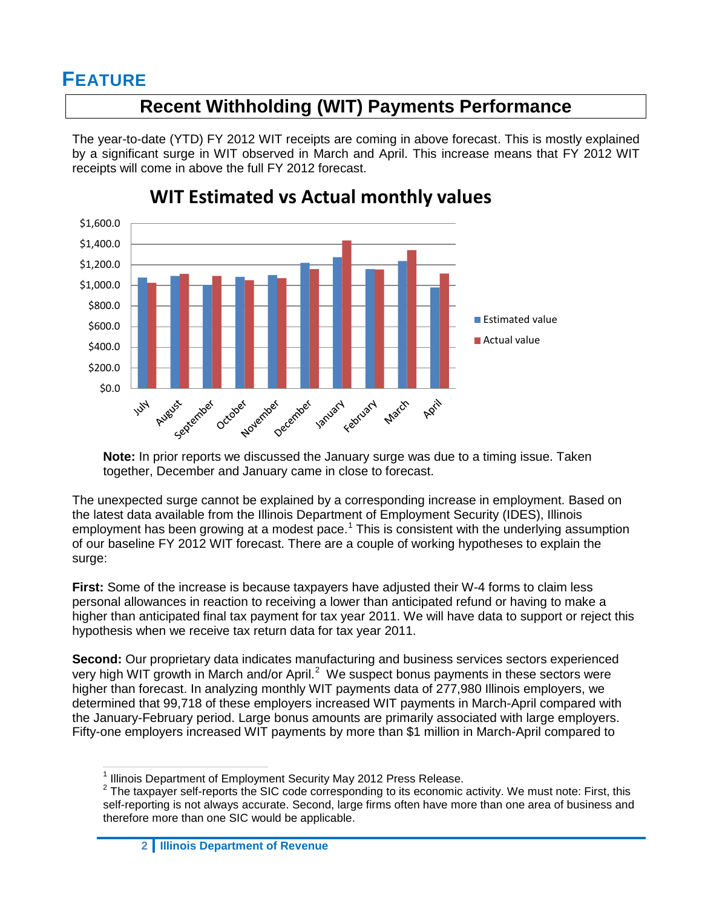# FEATURE

## Recent Withholding (WIT) Payments Performance

The year-to-date (YTD) FY 2012 WIT receipts are coming in above forecast. This is mostly explained by a significant surge in WIT observed in March and April. This increase means that FY 2012 WIT receipts will come in above the full FY 2012 forecast.

**Note:** In prior reports we discussed the January surge was due to a timing issue. Taken together, December and January came in close to forecast.

The unexpected surge cannot be explained by a corresponding increase in employment. Based on the latest data available from the Illinois Department of Employment Security (IDES), Illinois employment has been growing at a modest pace.[1] This is consistent with the underlying assumption of our baseline FY 2012 WIT forecast. There are a couple of working hypotheses to explain the surge:

**First:** Some of the increase is because taxpayers have adjusted their W-4 forms to claim less personal allowances in reaction to receiving a lower than anticipated refund or having to make a higher than anticipated final tax payment for tax year 2011. We will have data to support or reject this hypothesis when we receive tax return data for tax year 2011.

**Second:** Our proprietary data indicates manufacturing and business services sectors experienced very high WIT growth in March and/or April.[2] We suspect bonus payments in these sectors were higher than forecast. In analyzing monthly WIT payments data of 277,980 Illinois employers, we determined that 99,718 of these employers increased WIT payments in March-April compared with the January-February period. Large bonus amounts are primarily associated with large employers. Fifty-one employers increased WIT payments by more than $1 million in March-April compared to

[1] Illinois Department of Employment Security May 2012 Press Release.

[2] The taxpayer self-reports the SIC code corresponding to its economic activity. We must note: First, this self-reporting is not always accurate. Second, large firms often have more than one area of business and therefore more than one SIC would be applicable.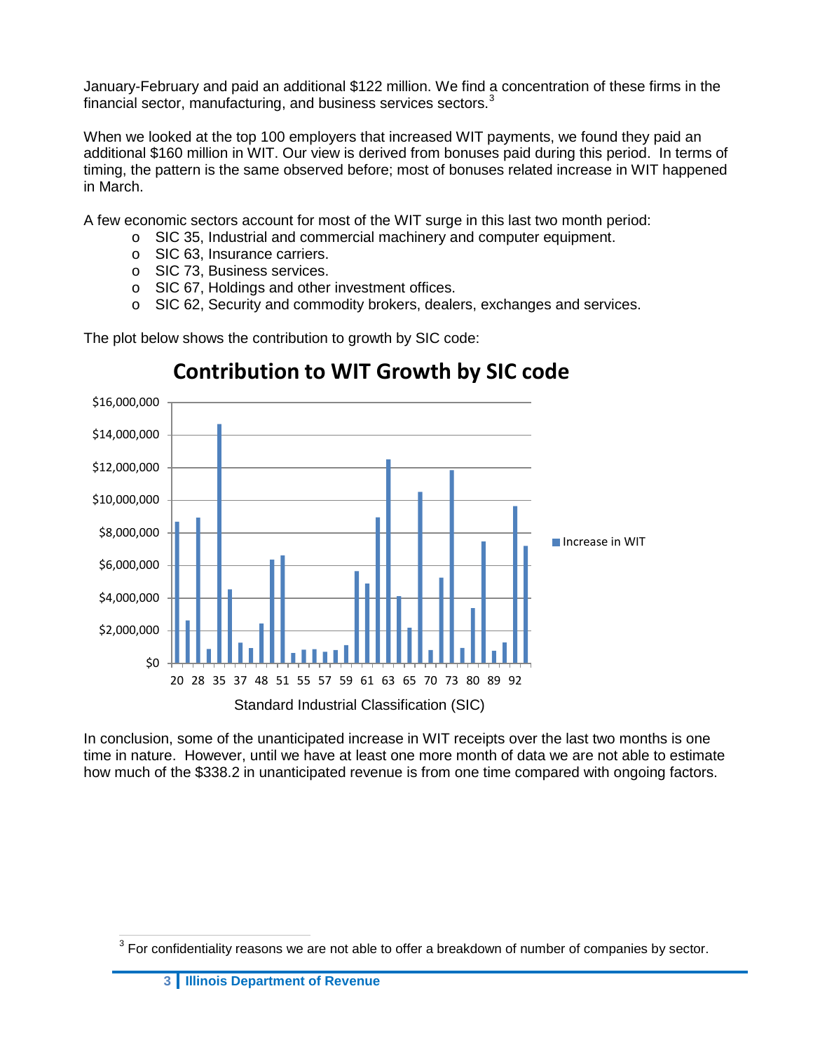January-February and paid an additional $122 million. We find a concentration of these firms in the financial sector, manufacturing, and business services sectors.[3]

When we looked at the top 100 employers that increased WIT payments, we found they paid an additional $160 million in WIT. Our view is derived from bonuses paid during this period. In terms of timing, the pattern is the same observed before; most of bonuses related increase in WIT happened in March.

A few economic sectors account for most of the WIT surge in this last two month period:

- SIC 35, Industrial and commercial machinery and computer equipment.
- SIC 63, Insurance carriers.
- SIC 73, Business services.
- SIC 67, Holdings and other investment offices.
- SIC 62, Security and commodity brokers, dealers, exchanges and services.

The plot below shows the contribution to growth by SIC code:

**Contribution to WIT Growth by SIC code**

In conclusion, some of the unanticipated increase in WIT receipts over the last two months is one time in nature. However, until we have at least one more month of data we are not able to estimate how much of the $338.2 in unanticipated revenue is from one time compared with ongoing factors.

[3] For confidentiality reasons we are not able to offer a breakdown of number of companies by sector.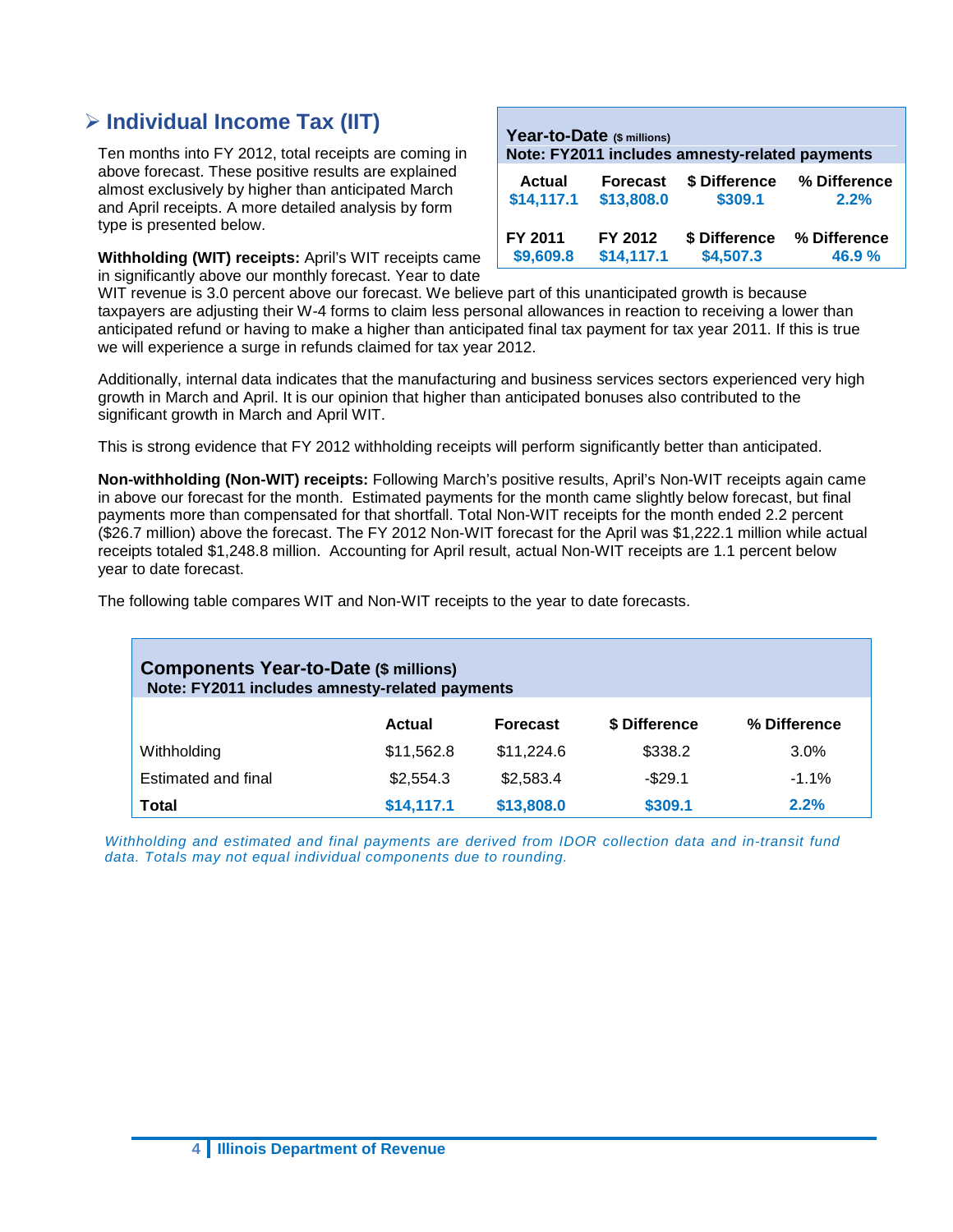## ➢ Individual Income Tax (IIT)

| Year-to-Date ($ millions) Note: FY2011 includes amnesty-related payments | | | |
|---|---|---|---|
| **Actual** | **Forecast** | **$ Difference** | **% Difference** |
| **$14,117.1** | **$13,808.0** | **$309.1** | **2.2%** |
| **FY 2011** | **FY 2012** | **$ Difference** | **% Difference** |
| **$9,609.8** | **$14,117.1** | **$4,507.3** | **46.9 %** |

Ten months into FY 2012, total receipts are coming in above forecast. These positive results are explained almost exclusively by higher than anticipated March and April receipts. A more detailed analysis by form type is presented below.

**Withholding (WIT) receipts:** April's WIT receipts came in significantly above our monthly forecast. Year to date WIT revenue is 3.0 percent above our forecast. We believe part of this unanticipated growth is because taxpayers are adjusting their W-4 forms to claim less personal allowances in reaction to receiving a lower than anticipated refund or having to make a higher than anticipated final tax payment for tax year 2011. If this is true we will experience a surge in refunds claimed for tax year 2012.

Additionally, internal data indicates that the manufacturing and business services sectors experienced very high growth in March and April. It is our opinion that higher than anticipated bonuses also contributed to the significant growth in March and April WIT.

This is strong evidence that FY 2012 withholding receipts will perform significantly better than anticipated.

**Non-withholding (Non-WIT) receipts:** Following March's positive results, April's Non-WIT receipts again came in above our forecast for the month. Estimated payments for the month came slightly below forecast, but final payments more than compensated for that shortfall. Total Non-WIT receipts for the month ended 2.2 percent ($26.7 million) above the forecast. The FY 2012 Non-WIT forecast for the April was $1,222.1 million while actual receipts totaled $1,248.8 million. Accounting for April result, actual Non-WIT receipts are 1.1 percent below year to date forecast.

The following table compares WIT and Non-WIT receipts to the year to date forecasts.

| Components Year-to-Date ($ millions) Note: FY2011 includes amnesty-related payments | | | | |
|---|---|---|---|---|
| | **Actual** | **Forecast** | **$ Difference** | **% Difference** |
| Withholding | $11,562.8 | $11,224.6 | $338.2 | 3.0% |
| Estimated and final | $2,554.3 | $2,583.4 | -$29.1 | -1.1% |
| **Total** | **$14,117.1** | **$13,808.0** | **$309.1** | **2.2%** |

*Withholding and estimated and final payments are derived from IDOR collection data and in-transit fund data. Totals may not equal individual components due to rounding.*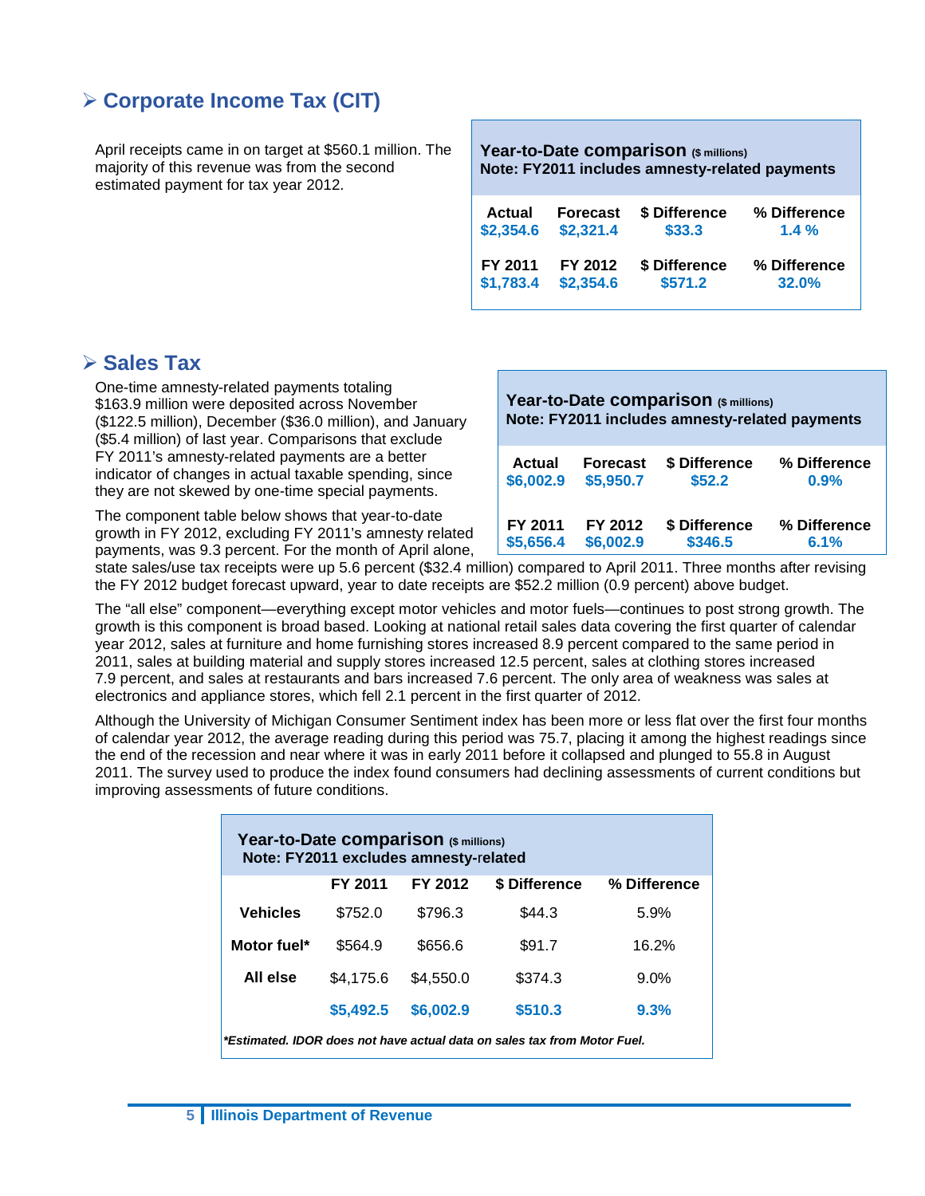## Corporate Income Tax (CIT)

April receipts came in on target at $560.1 million. The majority of this revenue was from the second estimated payment for tax year 2012.

**Year-to-Date comparison** ($ millions)
**Note: FY2011 includes amnesty-related payments**

| Actual | Forecast | $ Difference | % Difference |
|---|---|---|---|
| $2,354.6 | $2,321.4 | $33.3 | 1.4 % |
| **FY 2011** | **FY 2012** | **$ Difference** | **% Difference** |
| $1,783.4 | $2,354.6 | $571.2 | 32.0% |

## Sales Tax

One-time amnesty-related payments totaling $163.9 million were deposited across November ($122.5 million), December ($36.0 million), and January ($5.4 million) of last year. Comparisons that exclude FY 2011's amnesty-related payments are a better indicator of changes in actual taxable spending, since they are not skewed by one-time special payments.

**Year-to-Date comparison** ($ millions)
**Note: FY2011 includes amnesty-related payments**

| Actual | Forecast | $ Difference | % Difference |
|---|---|---|---|
| $6,002.9 | $5,950.7 | $52.2 | 0.9% |
| **FY 2011** | **FY 2012** | **$ Difference** | **% Difference** |
| $5,656.4 | $6,002.9 | $346.5 | 6.1% |

The component table below shows that year-to-date growth in FY 2012, excluding FY 2011's amnesty related payments, was 9.3 percent. For the month of April alone, state sales/use tax receipts were up 5.6 percent ($32.4 million) compared to April 2011. Three months after revising the FY 2012 budget forecast upward, year to date receipts are $52.2 million (0.9 percent) above budget.

The "all else" component—everything except motor vehicles and motor fuels—continues to post strong growth. The growth is this component is broad based. Looking at national retail sales data covering the first quarter of calendar year 2012, sales at furniture and home furnishing stores increased 8.9 percent compared to the same period in 2011, sales at building material and supply stores increased 12.5 percent, sales at clothing stores increased 7.9 percent, and sales at restaurants and bars increased 7.6 percent. The only area of weakness was sales at electronics and appliance stores, which fell 2.1 percent in the first quarter of 2012.

Although the University of Michigan Consumer Sentiment index has been more or less flat over the first four months of calendar year 2012, the average reading during this period was 75.7, placing it among the highest readings since the end of the recession and near where it was in early 2011 before it collapsed and plunged to 55.8 in August 2011. The survey used to produce the index found consumers had declining assessments of current conditions but improving assessments of future conditions.

**Year-to-Date comparison** ($ millions)
**Note: FY2011 excludes amnesty-related**

| | FY 2011 | FY 2012 | $ Difference | % Difference |
|---|---|---|---|---|
| **Vehicles** | $752.0 | $796.3 | $44.3 | 5.9% |
| **Motor fuel*** | $564.9 | $656.6 | $91.7 | 16.2% |
| **All else** | $4,175.6 | $4,550.0 | $374.3 | 9.0% |
| | **$5,492.5** | **$6,002.9** | **$510.3** | **9.3%** |

***Estimated. IDOR does not have actual data on sales tax from Motor Fuel.***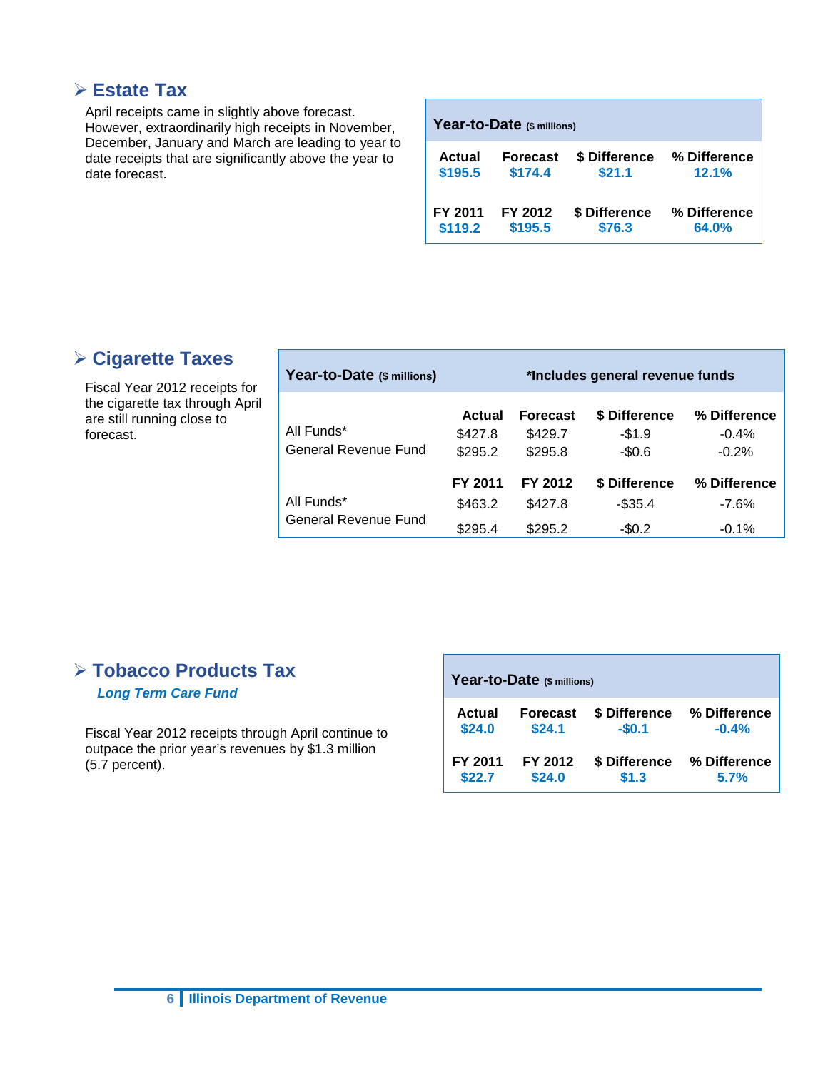## Estate Tax

April receipts came in slightly above forecast. However, extraordinarily high receipts in November, December, January and March are leading to year to date receipts that are significantly above the year to date forecast.

| Year-to-Date ($ millions) | | | |
|---|---|---|---|
| **Actual** | **Forecast** | **$ Difference** | **% Difference** |
| $195.5 | $174.4 | $21.1 | 12.1% |
| **FY 2011** | **FY 2012** | **$ Difference** | **% Difference** |
| $119.2 | $195.5 | $76.3 | 64.0% |

## Cigarette Taxes

Fiscal Year 2012 receipts for the cigarette tax through April are still running close to forecast.

| Year-to-Date ($ millions) | *Includes general revenue funds | | | |
|---|---|---|---|---|
| | **Actual** | **Forecast** | **$ Difference** | **% Difference** |
| All Funds* | $427.8 | $429.7 | -$1.9 | -0.4% |
| General Revenue Fund | $295.2 | $295.8 | -$0.6 | -0.2% |
| | **FY 2011** | **FY 2012** | **$ Difference** | **% Difference** |
| All Funds* | $463.2 | $427.8 | -$35.4 | -7.6% |
| General Revenue Fund | $295.4 | $295.2 | -$0.2 | -0.1% |

## Tobacco Products Tax

***Long Term Care Fund***

Fiscal Year 2012 receipts through April continue to outpace the prior year's revenues by $1.3 million (5.7 percent).

| Year-to-Date ($ millions) | | | |
|---|---|---|---|
| **Actual** | **Forecast** | **$ Difference** | **% Difference** |
| $24.0 | $24.1 | -$0.1 | -0.4% |
| **FY 2011** | **FY 2012** | **$ Difference** | **% Difference** |
| $22.7 | $24.0 | $1.3 | 5.7% |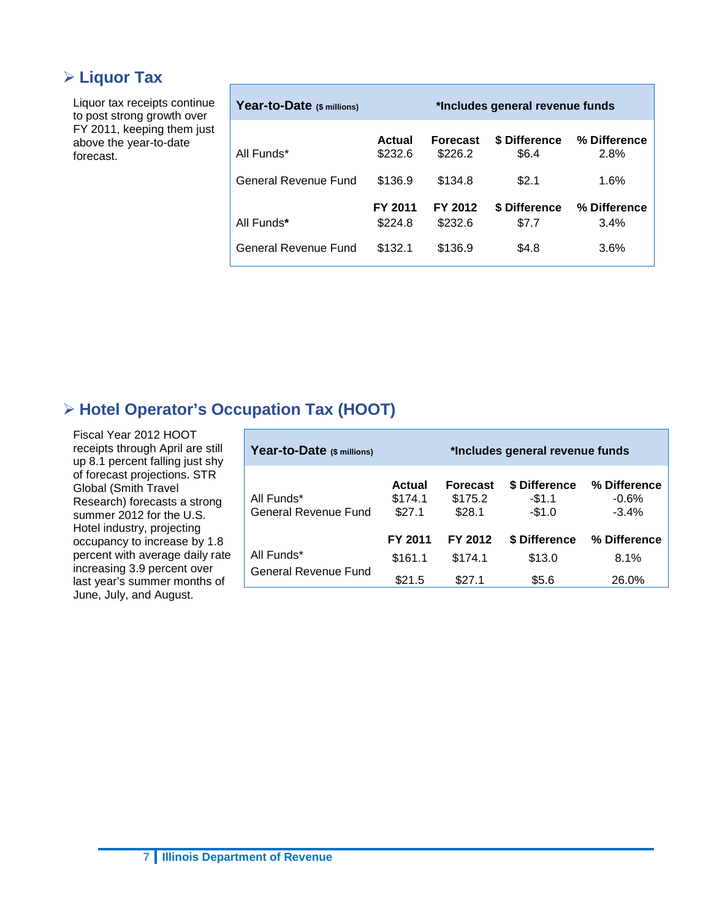## ➢ Liquor Tax

Liquor tax receipts continue to post strong growth over FY 2011, keeping them just above the year-to-date forecast.

| Year-to-Date ($ millions) | *Includes general revenue funds | | | |
|---|---|---|---|---|
| | **Actual** | **Forecast** | **$ Difference** | **% Difference** |
| All Funds* | $232.6 | $226.2 | $6.4 | 2.8% |
| General Revenue Fund | $136.9 | $134.8 | $2.1 | 1.6% |
| | **FY 2011** | **FY 2012** | **$ Difference** | **% Difference** |
| All Funds* | $224.8 | $232.6 | $7.7 | 3.4% |
| General Revenue Fund | $132.1 | $136.9 | $4.8 | 3.6% |

## ➢ Hotel Operator's Occupation Tax (HOOT)

Fiscal Year 2012 HOOT receipts through April are still up 8.1 percent falling just shy of forecast projections. STR Global (Smith Travel Research) forecasts a strong summer 2012 for the U.S. Hotel industry, projecting occupancy to increase by 1.8 percent with average daily rate increasing 3.9 percent over last year's summer months of June, July, and August.

| Year-to-Date ($ millions) | *Includes general revenue funds | | | |
|---|---|---|---|---|
| | **Actual** | **Forecast** | **$ Difference** | **% Difference** |
| All Funds* | $174.1 | $175.2 | -$1.1 | -0.6% |
| General Revenue Fund | $27.1 | $28.1 | -$1.0 | -3.4% |
| | **FY 2011** | **FY 2012** | **$ Difference** | **% Difference** |
| All Funds* | $161.1 | $174.1 | $13.0 | 8.1% |
| General Revenue Fund | $21.5 | $27.1 | $5.6 | 26.0% |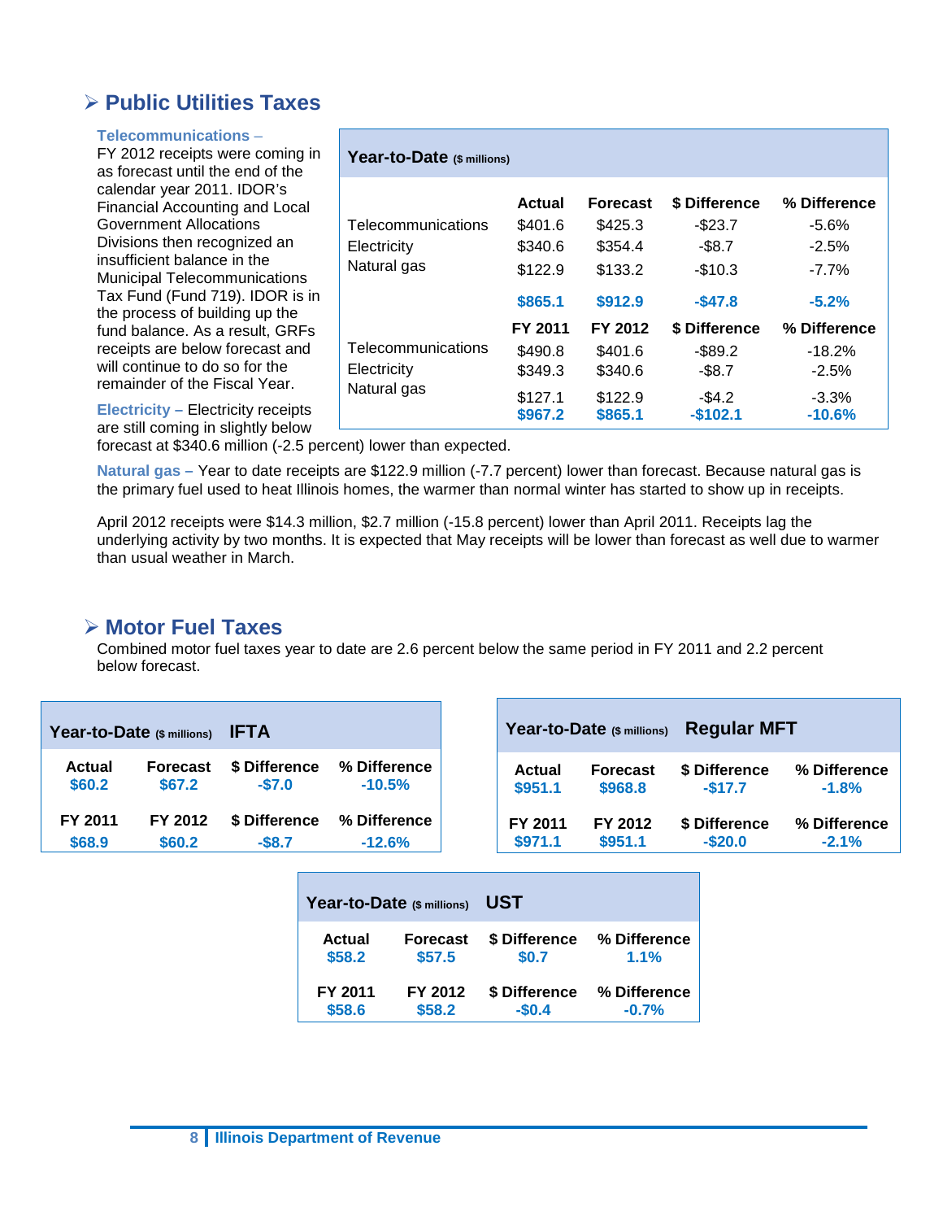## ➢ Public Utilities Taxes

**Telecommunications –** FY 2012 receipts were coming in as forecast until the end of the calendar year 2011. IDOR's Financial Accounting and Local Government Allocations Divisions then recognized an insufficient balance in the Municipal Telecommunications Tax Fund (Fund 719). IDOR is in the process of building up the fund balance. As a result, GRFs receipts are below forecast and will continue to do so for the remainder of the Fiscal Year.

| Year-to-Date ($ millions) | | | | |
|---|---|---|---|---|
| | **Actual** | **Forecast** | **$ Difference** | **% Difference** |
| Telecommunications | $401.6 | $425.3 | -$23.7 | -5.6% |
| Electricity | $340.6 | $354.4 | -$8.7 | -2.5% |
| Natural gas | $122.9 | $133.2 | -$10.3 | -7.7% |
| | **$865.1** | **$912.9** | **-$47.8** | **-5.2%** |
| | **FY 2011** | **FY 2012** | **$ Difference** | **% Difference** |
| Telecommunications | $490.8 | $401.6 | -$89.2 | -18.2% |
| Electricity | $349.3 | $340.6 | -$8.7 | -2.5% |
| Natural gas | $127.1 | $122.9 | -$4.2 | -3.3% |
| | **$967.2** | **$865.1** | **-$102.1** | **-10.6%** |

**Electricity –** Electricity receipts are still coming in slightly below forecast at $340.6 million (-2.5 percent) lower than expected.

**Natural gas –** Year to date receipts are $122.9 million (-7.7 percent) lower than forecast. Because natural gas is the primary fuel used to heat Illinois homes, the warmer than normal winter has started to show up in receipts.

April 2012 receipts were $14.3 million, $2.7 million (-15.8 percent) lower than April 2011. Receipts lag the underlying activity by two months. It is expected that May receipts will be lower than forecast as well due to warmer than usual weather in March.

## ➢ Motor Fuel Taxes

Combined motor fuel taxes year to date are 2.6 percent below the same period in FY 2011 and 2.2 percent below forecast.

| Year-to-Date ($ millions) IFTA | | | |
|---|---|---|---|
| **Actual** | **Forecast** | **$ Difference** | **% Difference** |
| $60.2 | $67.2 | -$7.0 | -10.5% |
| **FY 2011** | **FY 2012** | **$ Difference** | **% Difference** |
| $68.9 | $60.2 | -$8.7 | -12.6% |

| Year-to-Date ($ millions) Regular MFT | | | |
|---|---|---|---|
| **Actual** | **Forecast** | **$ Difference** | **% Difference** |
| $951.1 | $968.8 | -$17.7 | -1.8% |
| **FY 2011** | **FY 2012** | **$ Difference** | **% Difference** |
| $971.1 | $951.1 | -$20.0 | -2.1% |

| Year-to-Date ($ millions) UST | | | |
|---|---|---|---|
| **Actual** | **Forecast** | **$ Difference** | **% Difference** |
| $58.2 | $57.5 | $0.7 | 1.1% |
| **FY 2011** | **FY 2012** | **$ Difference** | **% Difference** |
| $58.6 | $58.2 | -$0.4 | -0.7% |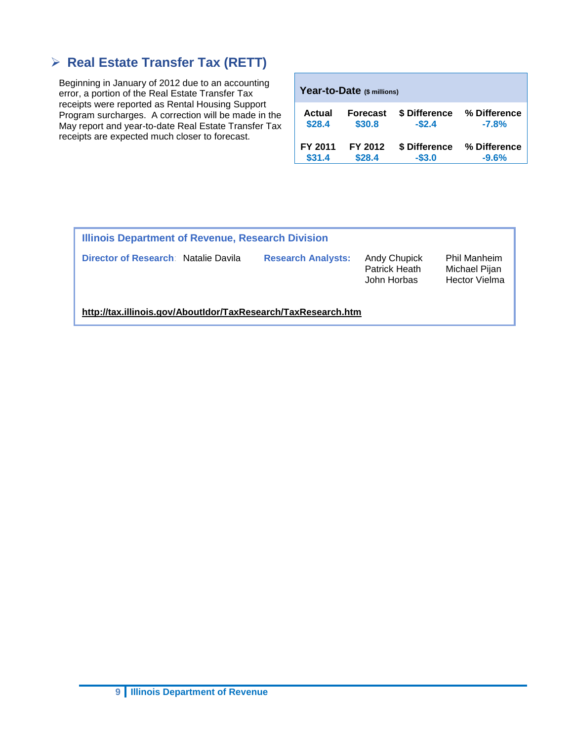## ➢ Real Estate Transfer Tax (RETT)

Beginning in January of 2012 due to an accounting error, a portion of the Real Estate Transfer Tax receipts were reported as Rental Housing Support Program surcharges. A correction will be made in the May report and year-to-date Real Estate Transfer Tax receipts are expected much closer to forecast.

**Year-to-Date** ($ millions)

| Actual | Forecast | $ Difference | % Difference |
|---|---|---|---|
| $28.4 | $30.8 | -$2.4 | -7.8% |
| **FY 2011** | **FY 2012** | **$ Difference** | **% Difference** |
| $31.4 | $28.4 | -$3.0 | -9.6% |

**Illinois Department of Revenue, Research Division**

**Director of Research**: Natalie Davila

**Research Analysts:** Andy Chupick, Patrick Heath, John Horbas, Phil Manheim, Michael Pijan, Hector Vielma

**http://tax.illinois.gov/AboutIdor/TaxResearch/TaxResearch.htm**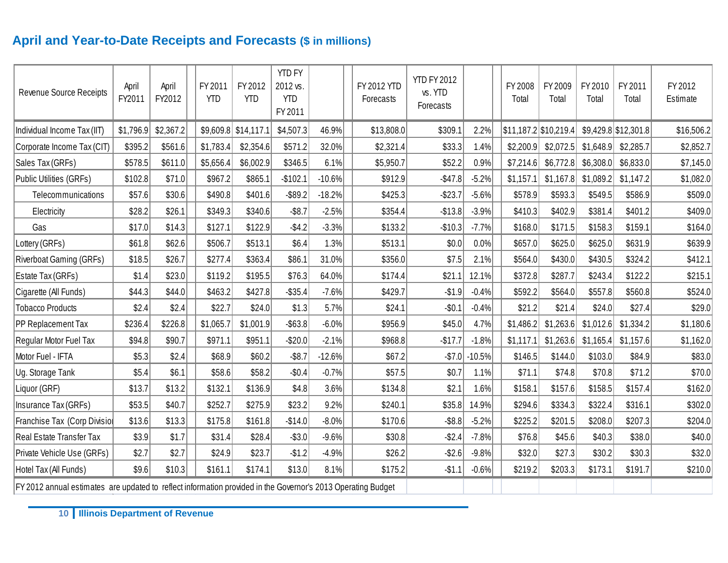## April and Year-to-Date Receipts and Forecasts ($ in millions)

| Revenue Source Receipts | April FY2011 | April FY2012 | FY 2011 YTD | FY 2012 YTD | YTD FY 2012 vs. YTD FY 2011 | | FY 2012 YTD Forecasts | YTD FY 2012 vs. YTD Forecasts | | FY 2008 Total | FY 2009 Total | FY 2010 Total | FY 2011 Total | FY 2012 Estimate |
|---|---|---|---|---|---|---|---|---|---|---|---|---|---|---|
| Individual Income Tax (IIT) | $1,796.9 | $2,367.2 | $9,609.8 | $14,117.1 | $4,507.3 | 46.9% | $13,808.0 | $309.1 | 2.2% | $11,187.2 | $10,219.4 | $9,429.8 | $12,301.8 | $16,506.2 |
| Corporate Income Tax (CIT) | $395.2 | $561.6 | $1,783.4 | $2,354.6 | $571.2 | 32.0% | $2,321.4 | $33.3 | 1.4% | $2,200.9 | $2,072.5 | $1,648.9 | $2,285.7 | $2,852.7 |
| Sales Tax (GRFs) | $578.5 | $611.0 | $5,656.4 | $6,002.9 | $346.5 | 6.1% | $5,950.7 | $52.2 | 0.9% | $7,214.6 | $6,772.8 | $6,308.0 | $6,833.0 | $7,145.0 |
| Public Utilities (GRFs) | $102.8 | $71.0 | $967.2 | $865.1 | -$102.1 | -10.6% | $912.9 | -$47.8 | -5.2% | $1,157.1 | $1,167.8 | $1,089.2 | $1,147.2 | $1,082.0 |
| Telecommunications | $57.6 | $30.6 | $490.8 | $401.6 | -$89.2 | -18.2% | $425.3 | -$23.7 | -5.6% | $578.9 | $593.3 | $549.5 | $586.9 | $509.0 |
| Electricity | $28.2 | $26.1 | $349.3 | $340.6 | -$8.7 | -2.5% | $354.4 | -$13.8 | -3.9% | $410.3 | $402.9 | $381.4 | $401.2 | $409.0 |
| Gas | $17.0 | $14.3 | $127.1 | $122.9 | -$4.2 | -3.3% | $133.2 | -$10.3 | -7.7% | $168.0 | $171.5 | $158.3 | $159.1 | $164.0 |
| Lottery (GRFs) | $61.8 | $62.6 | $506.7 | $513.1 | $6.4 | 1.3% | $513.1 | $0.0 | 0.0% | $657.0 | $625.0 | $625.0 | $631.9 | $639.9 |
| Riverboat Gaming (GRFs) | $18.5 | $26.7 | $277.4 | $363.4 | $86.1 | 31.0% | $356.0 | $7.5 | 2.1% | $564.0 | $430.0 | $430.5 | $324.2 | $412.1 |
| Estate Tax (GRFs) | $1.4 | $23.0 | $119.2 | $195.5 | $76.3 | 64.0% | $174.4 | $21.1 | 12.1% | $372.8 | $287.7 | $243.4 | $122.2 | $215.1 |
| Cigarette (All Funds) | $44.3 | $44.0 | $463.2 | $427.8 | -$35.4 | -7.6% | $429.7 | -$1.9 | -0.4% | $592.2 | $564.0 | $557.8 | $560.8 | $524.0 |
| Tobacco Products | $2.4 | $2.4 | $22.7 | $24.0 | $1.3 | 5.7% | $24.1 | -$0.1 | -0.4% | $21.2 | $21.4 | $24.0 | $27.4 | $29.0 |
| PP Replacement Tax | $236.4 | $226.8 | $1,065.7 | $1,001.9 | -$63.8 | -6.0% | $956.9 | $45.0 | 4.7% | $1,486.2 | $1,263.6 | $1,012.6 | $1,334.2 | $1,180.6 |
| Regular Motor Fuel Tax | $94.8 | $90.7 | $971.1 | $951.1 | -$20.0 | -2.1% | $968.8 | -$17.7 | -1.8% | $1,117.1 | $1,263.6 | $1,165.4 | $1,157.6 | $1,162.0 |
| Motor Fuel - IFTA | $5.3 | $2.4 | $68.9 | $60.2 | -$8.7 | -12.6% | $67.2 | -$7.0 | -10.5% | $146.5 | $144.0 | $103.0 | $84.9 | $83.0 |
| Ug. Storage Tank | $5.4 | $6.1 | $58.6 | $58.2 | -$0.4 | -0.7% | $57.5 | $0.7 | 1.1% | $71.1 | $74.8 | $70.8 | $71.2 | $70.0 |
| Liquor (GRF) | $13.7 | $13.2 | $132.1 | $136.9 | $4.8 | 3.6% | $134.8 | $2.1 | 1.6% | $158.1 | $157.6 | $158.5 | $157.4 | $162.0 |
| Insurance Tax (GRFs) | $53.5 | $40.7 | $252.7 | $275.9 | $23.2 | 9.2% | $240.1 | $35.8 | 14.9% | $294.6 | $334.3 | $322.4 | $316.1 | $302.0 |
| Franchise Tax (Corp Divisio | $13.6 | $13.3 | $175.8 | $161.8 | -$14.0 | -8.0% | $170.6 | -$8.8 | -5.2% | $225.2 | $201.5 | $208.0 | $207.3 | $204.0 |
| Real Estate Transfer Tax | $3.9 | $1.7 | $31.4 | $28.4 | -$3.0 | -9.6% | $30.8 | -$2.4 | -7.8% | $76.8 | $45.6 | $40.3 | $38.0 | $40.0 |
| Private Vehicle Use (GRFs) | $2.7 | $2.7 | $24.9 | $23.7 | -$1.2 | -4.9% | $26.2 | -$2.6 | -9.8% | $32.0 | $27.3 | $30.2 | $30.3 | $32.0 |
| Hotel Tax (All Funds) | $9.6 | $10.3 | $161.1 | $174.1 | $13.0 | 8.1% | $175.2 | -$1.1 | -0.6% | $219.2 | $203.3 | $173.1 | $191.7 | $210.0 |

FY 2012 annual estimates are updated to reflect information provided in the Governor's 2013 Operating Budget